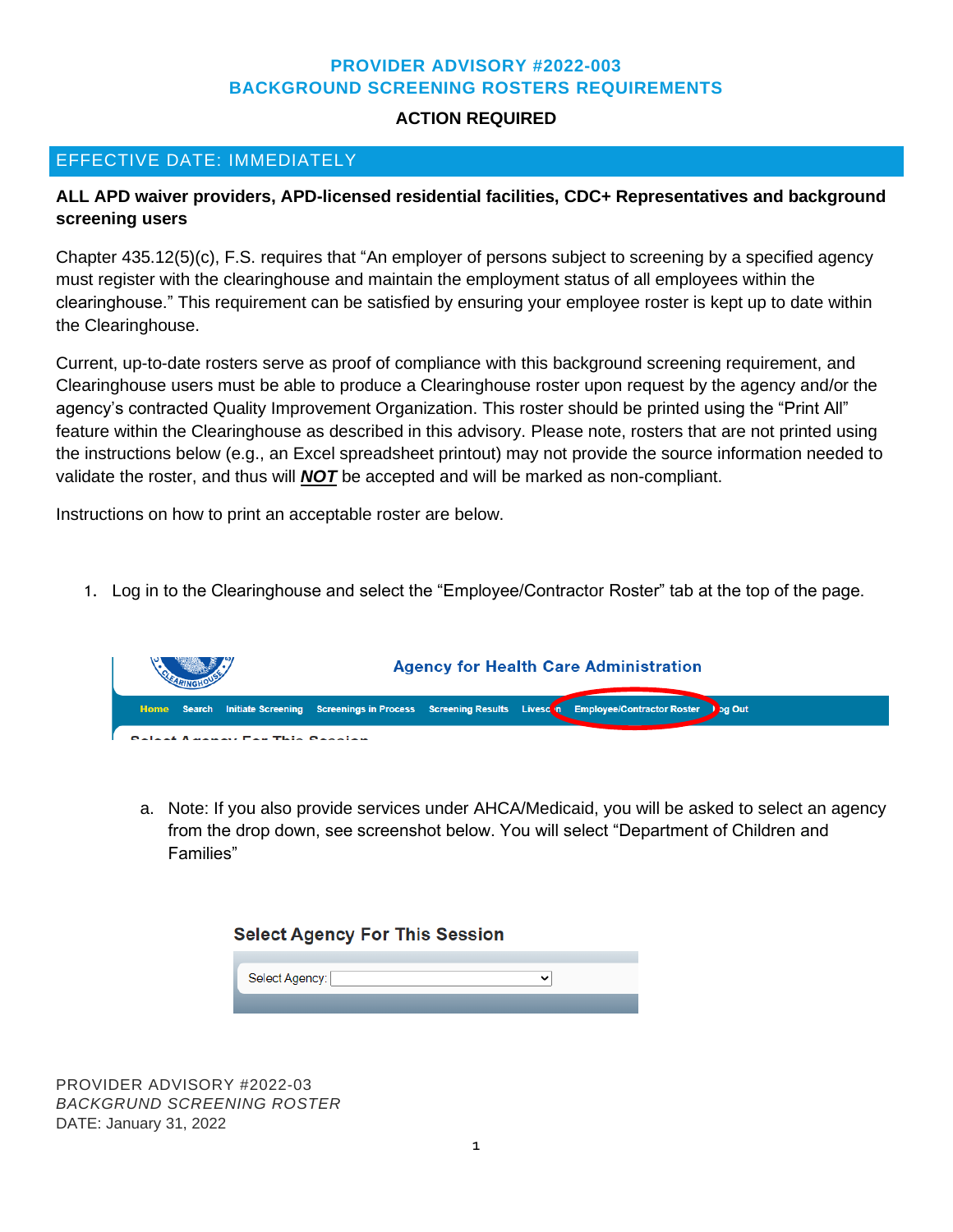# PROVIDER ADVISORY #2022-003
# BACKGROUND SCREENING ROSTERS REQUIREMENTS

**ACTION REQUIRED**

## EFFECTIVE DATE: IMMEDIATELY

**ALL APD waiver providers, APD-licensed residential facilities, CDC+ Representatives and background screening users**

Chapter 435.12(5)(c), F.S. requires that "An employer of persons subject to screening by a specified agency must register with the clearinghouse and maintain the employment status of all employees within the clearinghouse." This requirement can be satisfied by ensuring your employee roster is kept up to date within the Clearinghouse.

Current, up-to-date rosters serve as proof of compliance with this background screening requirement, and Clearinghouse users must be able to produce a Clearinghouse roster upon request by the agency and/or the agency's contracted Quality Improvement Organization. This roster should be printed using the "Print All" feature within the Clearinghouse as described in this advisory. Please note, rosters that are not printed using the instructions below (e.g., an Excel spreadsheet printout) may not provide the source information needed to validate the roster, and thus will ***NOT*** be accepted and will be marked as non-compliant.

Instructions on how to print an acceptable roster are below.

1. Log in to the Clearinghouse and select the "Employee/Contractor Roster" tab at the top of the page.

   a. Note: If you also provide services under AHCA/Medicaid, you will be asked to select an agency from the drop down, see screenshot below. You will select "Department of Children and Families"

PROVIDER ADVISORY #2022-03
*BACKGRUND SCREENING ROSTER*
DATE: January 31, 2022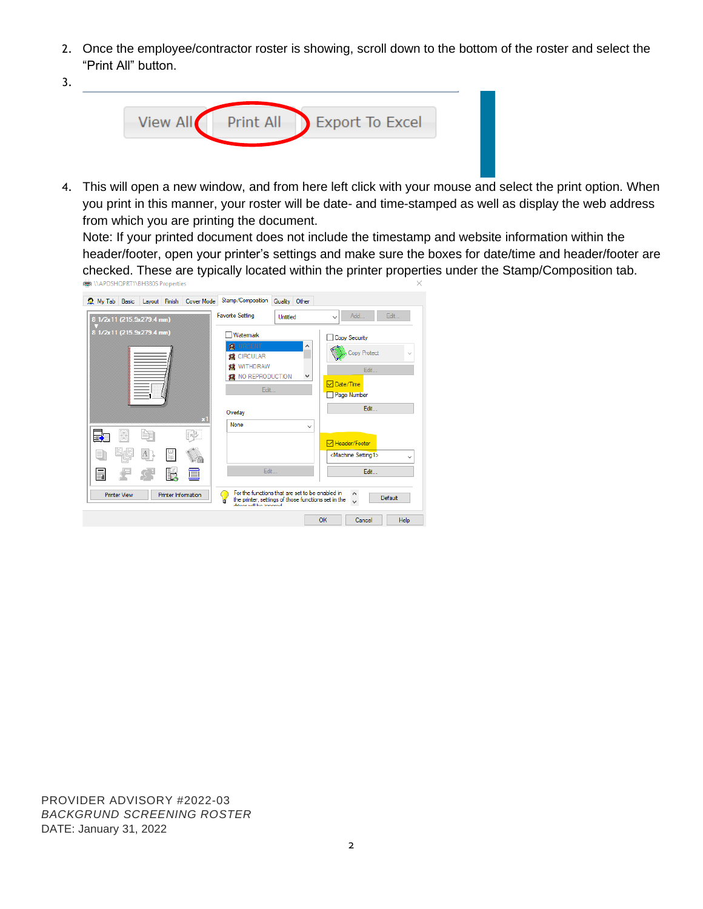2. Once the employee/contractor roster is showing, scroll down to the bottom of the roster and select the "Print All" button.
3. 

4. This will open a new window, and from here left click with your mouse and select the print option. When you print in this manner, your roster will be date- and time-stamped as well as display the web address from which you are printing the document.
Note: If your printed document does not include the timestamp and website information within the header/footer, open your printer's settings and make sure the boxes for date/time and header/footer are checked. These are typically located within the printer properties under the Stamp/Composition tab.

PROVIDER ADVISORY #2022-03
*BACKGRUND SCREENING ROSTER*
DATE: January 31, 2022